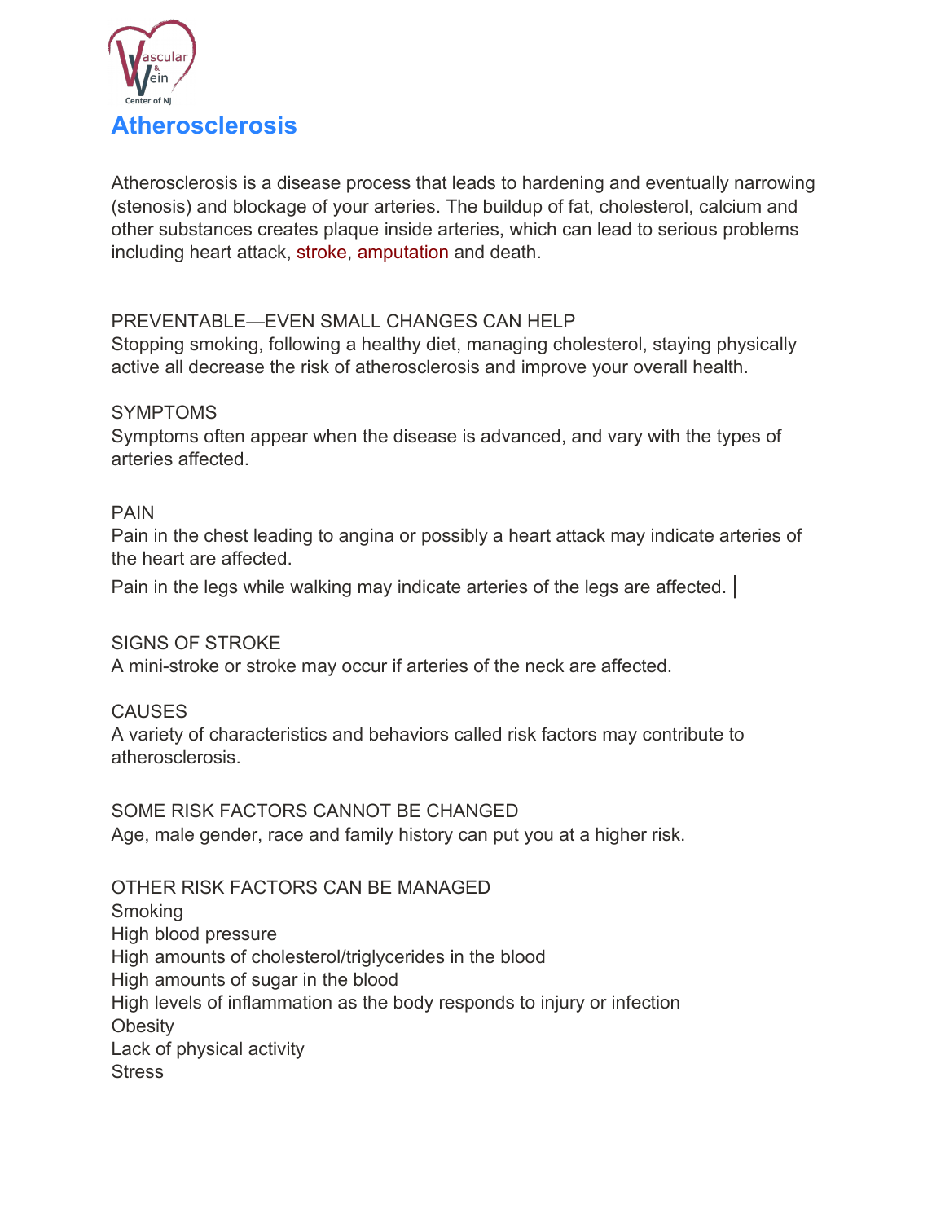# Atherosclerosis

Atherosclerosis is a disease process that leads to hardening and eventually narrowing (stenosis) and blockage of your arteries. The buildup of fat, cholesterol, calcium and other substances creates plaque inside arteries, which can lead to serious problems including heart attack, stroke, amputation and death.

PREVENTABLE—EVEN SMALL CHANGES CAN HELP

Stopping smoking, following a healthy diet, managing cholesterol, staying physically active all decrease the risk of atherosclerosis and improve your overall health.

SYMPTOMS

Symptoms often appear when the disease is advanced, and vary with the types of arteries affected.

PAIN

Pain in the chest leading to angina or possibly a heart attack may indicate arteries of the heart are affected.

Pain in the legs while walking may indicate arteries of the legs are affected.

SIGNS OF STROKE

A mini-stroke or stroke may occur if arteries of the neck are affected.

CAUSES

A variety of characteristics and behaviors called risk factors may contribute to atherosclerosis.

SOME RISK FACTORS CANNOT BE CHANGED

Age, male gender, race and family history can put you at a higher risk.

OTHER RISK FACTORS CAN BE MANAGED

Smoking  
High blood pressure  
High amounts of cholesterol/triglycerides in the blood  
High amounts of sugar in the blood  
High levels of inflammation as the body responds to injury or infection  
Obesity  
Lack of physical activity  
Stress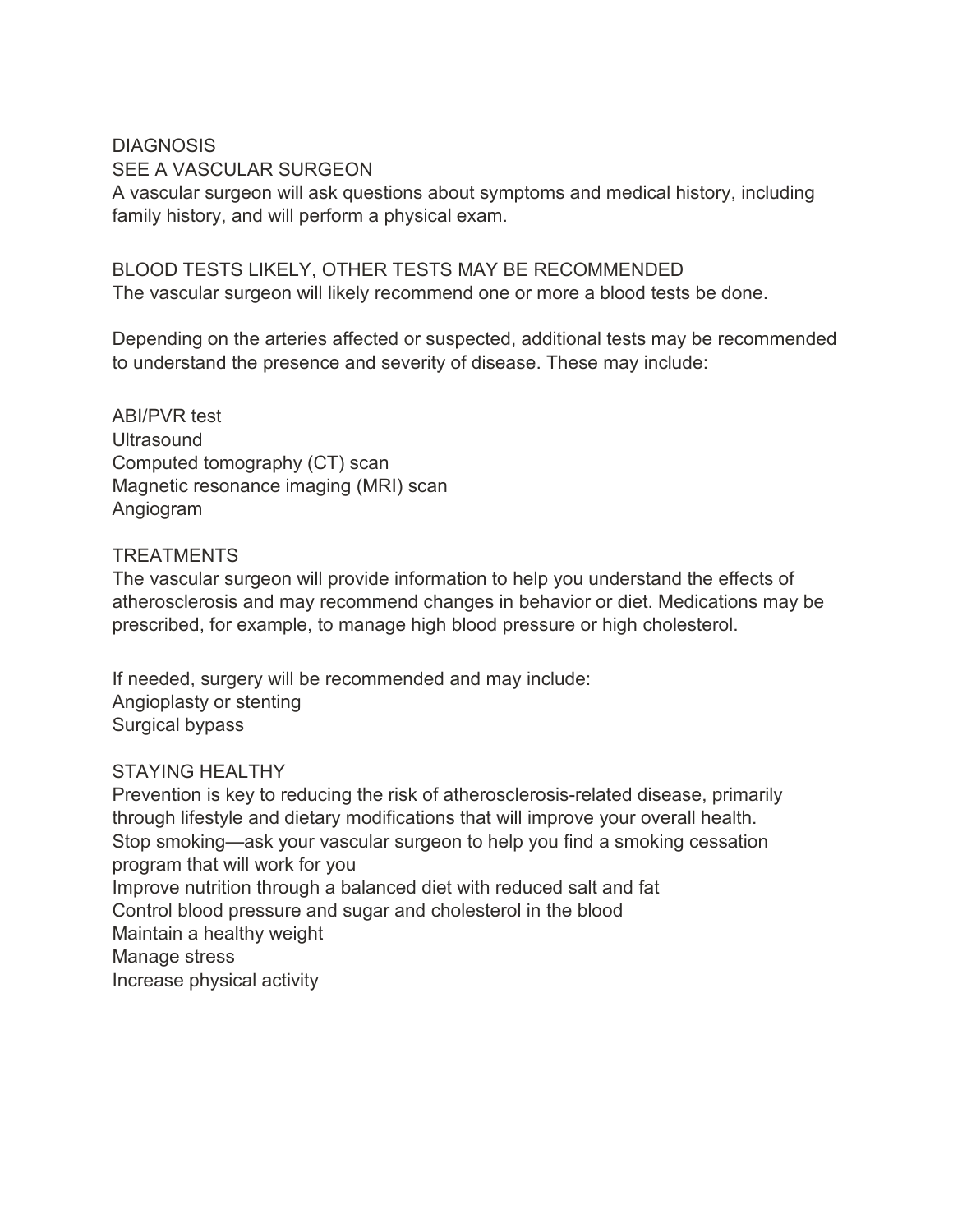## DIAGNOSIS

### SEE A VASCULAR SURGEON

A vascular surgeon will ask questions about symptoms and medical history, including family history, and will perform a physical exam.

### BLOOD TESTS LIKELY, OTHER TESTS MAY BE RECOMMENDED

The vascular surgeon will likely recommend one or more a blood tests be done.

Depending on the arteries affected or suspected, additional tests may be recommended to understand the presence and severity of disease. These may include:

- ABI/PVR test
- Ultrasound
- Computed tomography (CT) scan
- Magnetic resonance imaging (MRI) scan
- Angiogram

## TREATMENTS

The vascular surgeon will provide information to help you understand the effects of atherosclerosis and may recommend changes in behavior or diet. Medications may be prescribed, for example, to manage high blood pressure or high cholesterol.

If needed, surgery will be recommended and may include:

- Angioplasty or stenting
- Surgical bypass

## STAYING HEALTHY

Prevention is key to reducing the risk of atherosclerosis-related disease, primarily through lifestyle and dietary modifications that will improve your overall health.

- Stop smoking—ask your vascular surgeon to help you find a smoking cessation program that will work for you
- Improve nutrition through a balanced diet with reduced salt and fat
- Control blood pressure and sugar and cholesterol in the blood
- Maintain a healthy weight
- Manage stress
- Increase physical activity